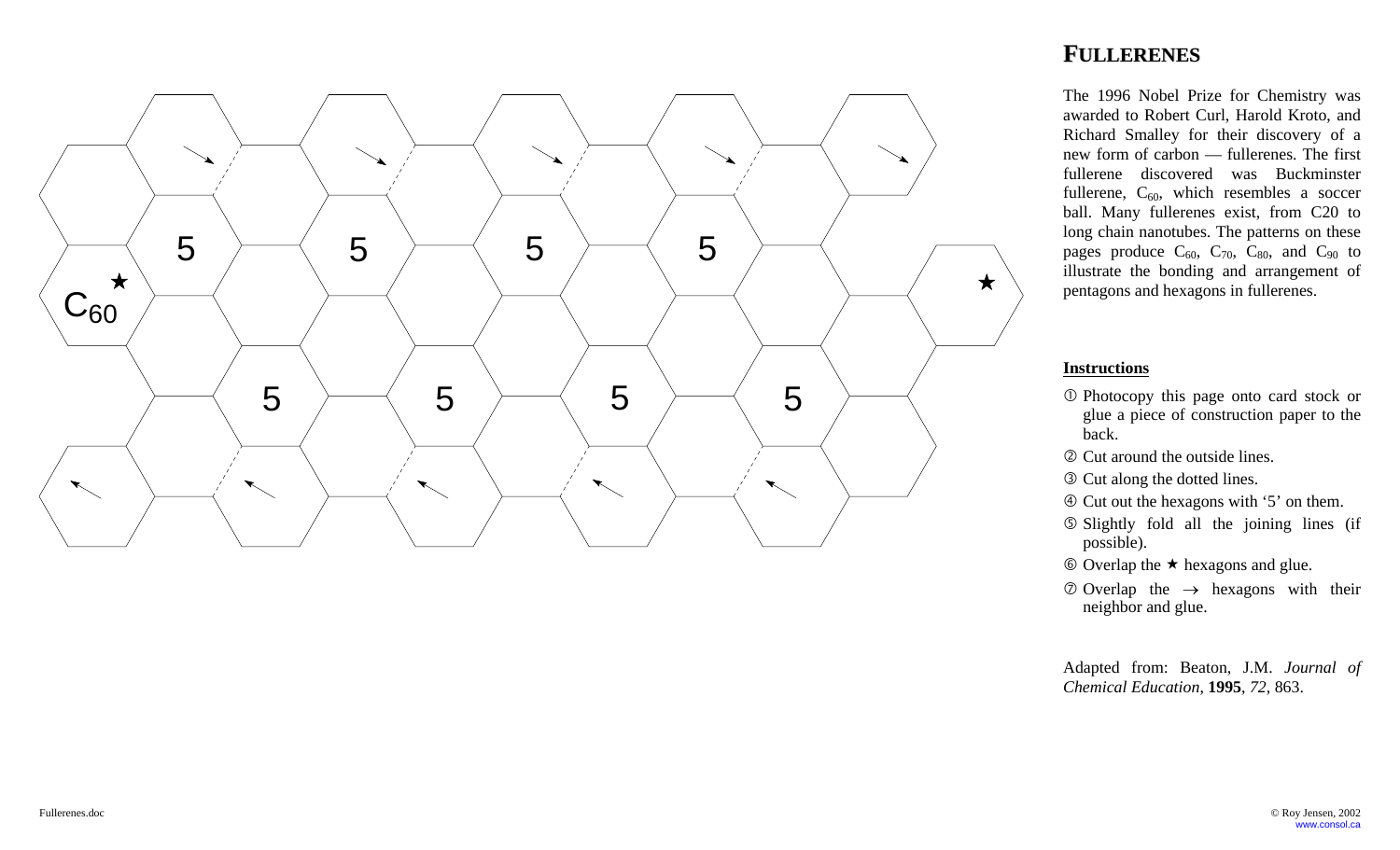C60 ★

5 5 5 5

5 5 5 5

★

## FULLERENES

The 1996 Nobel Prize for Chemistry was awarded to Robert Curl, Harold Kroto, and Richard Smalley for their discovery of a new form of carbon — fullerenes. The first fullerene discovered was Buckminster fullerene, $C_{60}$, which resembles a soccer ball. Many fullerenes exist, from C20 to long chain nanotubes. The patterns on these pages produce $C_{60}$, $C_{70}$, $C_{80}$, and $C_{90}$ to illustrate the bonding and arrangement of pentagons and hexagons in fullerenes.

**Instructions**

① Photocopy this page onto card stock or glue a piece of construction paper to the back.

② Cut around the outside lines.

③ Cut along the dotted lines.

④ Cut out the hexagons with '5' on them.

⑤ Slightly fold all the joining lines (if possible).

⑥ Overlap the ★ hexagons and glue.

⑦ Overlap the → hexagons with their neighbor and glue.

Adapted from: Beaton, J.M. *Journal of Chemical Education*, **1995**, *72*, 863.

© Roy Jensen, 2002
www.consol.ca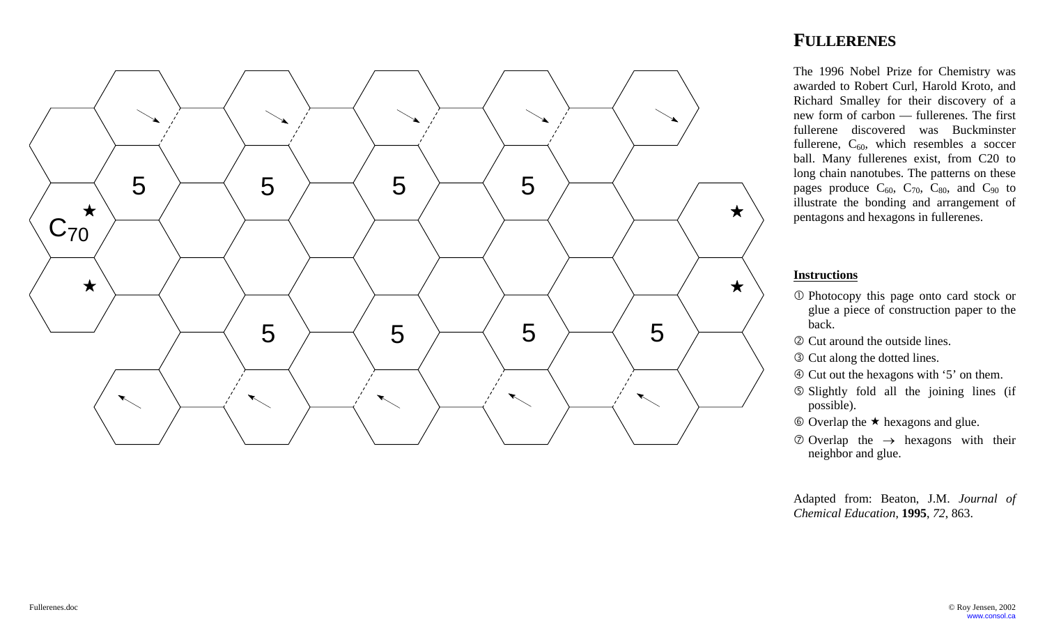C70

# FULLERENES

The 1996 Nobel Prize for Chemistry was awarded to Robert Curl, Harold Kroto, and Richard Smalley for their discovery of a new form of carbon — fullerenes. The first fullerene discovered was Buckminster fullerene, $C_{60}$, which resembles a soccer ball. Many fullerenes exist, from C20 to long chain nanotubes. The patterns on these pages produce $C_{60}$, $C_{70}$, $C_{80}$, and $C_{90}$ to illustrate the bonding and arrangement of pentagons and hexagons in fullerenes.

**Instructions**

① Photocopy this page onto card stock or glue a piece of construction paper to the back.

② Cut around the outside lines.

③ Cut along the dotted lines.

④ Cut out the hexagons with '5' on them.

⑤ Slightly fold all the joining lines (if possible).

⑥ Overlap the ★ hexagons and glue.

⑦ Overlap the → hexagons with their neighbor and glue.

Adapted from: Beaton, J.M. *Journal of Chemical Education*, **1995**, *72*, 863.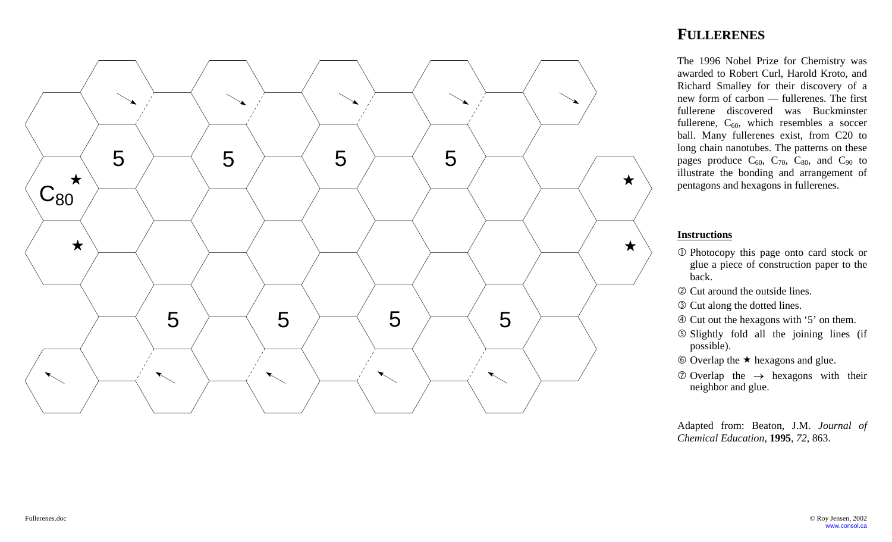# FULLERENES

The 1996 Nobel Prize for Chemistry was awarded to Robert Curl, Harold Kroto, and Richard Smalley for their discovery of a new form of carbon — fullerenes. The first fullerene discovered was Buckminster fullerene, $C_{60}$, which resembles a soccer ball. Many fullerenes exist, from C20 to long chain nanotubes. The patterns on these pages produce $C_{60}$, $C_{70}$, $C_{80}$, and $C_{90}$ to illustrate the bonding and arrangement of pentagons and hexagons in fullerenes.

**Instructions**

① Photocopy this page onto card stock or glue a piece of construction paper to the back.

② Cut around the outside lines.

③ Cut along the dotted lines.

④ Cut out the hexagons with '5' on them.

⑤ Slightly fold all the joining lines (if possible).

⑥ Overlap the ★ hexagons and glue.

⑦ Overlap the → hexagons with their neighbor and glue.

Adapted from: Beaton, J.M. *Journal of Chemical Education*, **1995**, *72*, 863.

$C_{80}$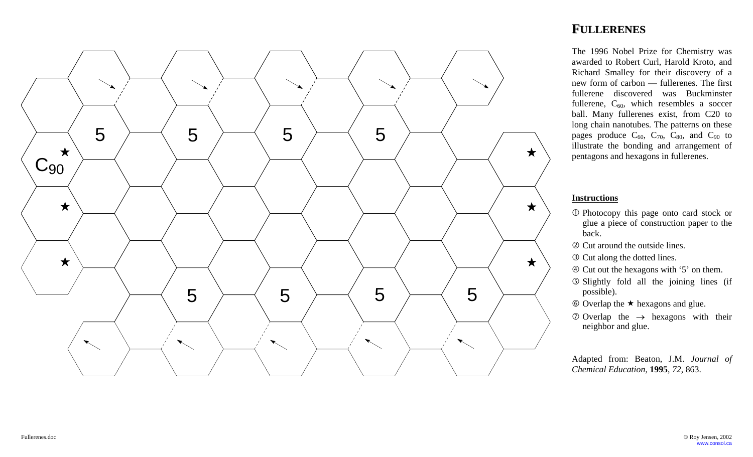C$_{90}$

5 5 5 5

5 5 5 5

## FULLERENES

The 1996 Nobel Prize for Chemistry was awarded to Robert Curl, Harold Kroto, and Richard Smalley for their discovery of a new form of carbon — fullerenes. The first fullerene discovered was Buckminster fullerene, $C_{60}$, which resembles a soccer ball. Many fullerenes exist, from C20 to long chain nanotubes. The patterns on these pages produce $C_{60}$, $C_{70}$, $C_{80}$, and $C_{90}$ to illustrate the bonding and arrangement of pentagons and hexagons in fullerenes.

**Instructions**

① Photocopy this page onto card stock or glue a piece of construction paper to the back.

② Cut around the outside lines.

③ Cut along the dotted lines.

④ Cut out the hexagons with '5' on them.

⑤ Slightly fold all the joining lines (if possible).

⑥ Overlap the ★ hexagons and glue.

⑦ Overlap the → hexagons with their neighbor and glue.

Adapted from: Beaton, J.M. *Journal of Chemical Education*, **1995**, *72*, 863.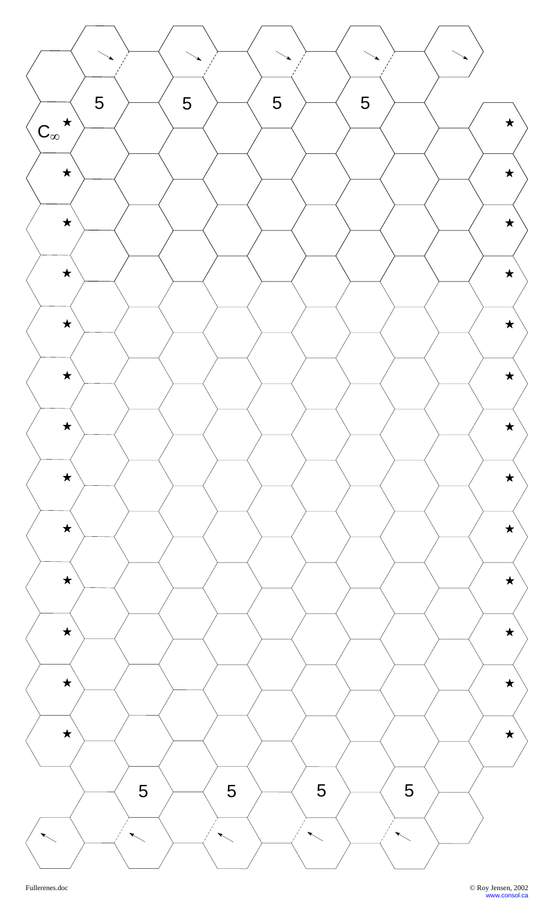5 5 5 5

$C_\infty$

5 5 5 5